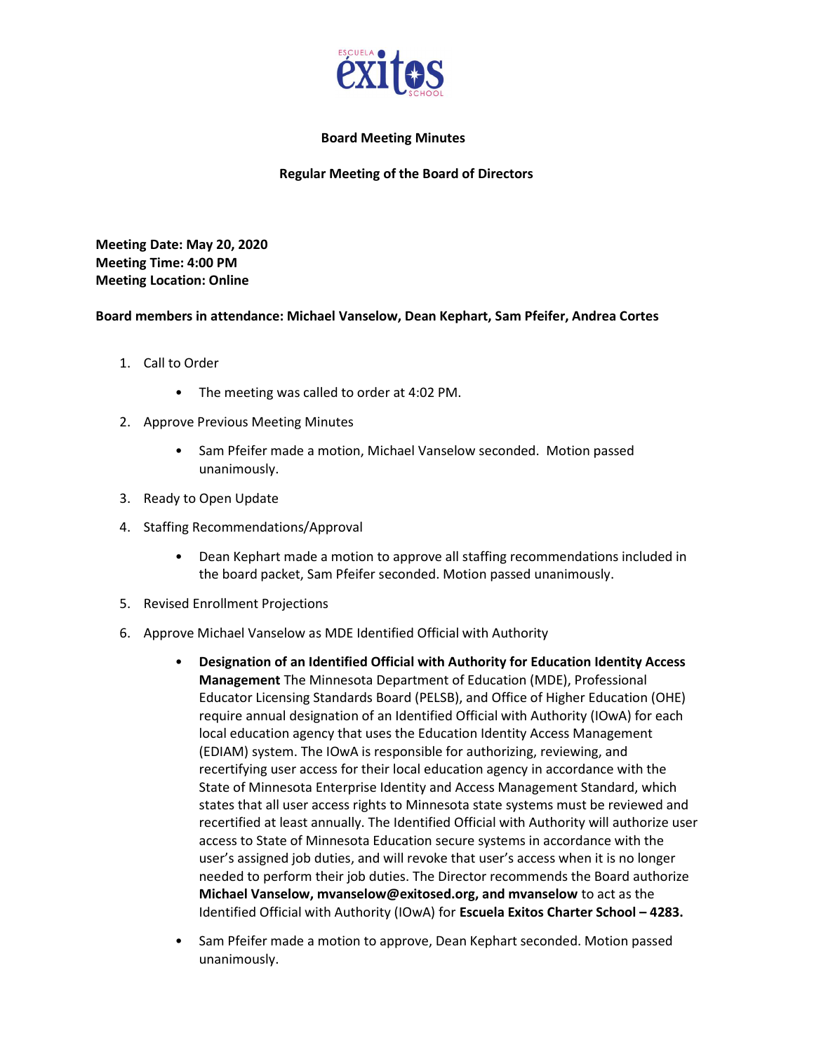**Board Meeting Minutes**

**Regular Meeting of the Board of Directors**

**Meeting Date: May 20, 2020**
**Meeting Time: 4:00 PM**
**Meeting Location: Online**

**Board members in attendance: Michael Vanselow, Dean Kephart, Sam Pfeifer, Andrea Cortes**

1. Call to Order
   - The meeting was called to order at 4:02 PM.
2. Approve Previous Meeting Minutes
   - Sam Pfeifer made a motion, Michael Vanselow seconded. Motion passed unanimously.
3. Ready to Open Update
4. Staffing Recommendations/Approval
   - Dean Kephart made a motion to approve all staffing recommendations included in the board packet, Sam Pfeifer seconded. Motion passed unanimously.
5. Revised Enrollment Projections
6. Approve Michael Vanselow as MDE Identified Official with Authority
   - **Designation of an Identified Official with Authority for Education Identity Access Management** The Minnesota Department of Education (MDE), Professional Educator Licensing Standards Board (PELSB), and Office of Higher Education (OHE) require annual designation of an Identified Official with Authority (IOwA) for each local education agency that uses the Education Identity Access Management (EDIAM) system. The IOwA is responsible for authorizing, reviewing, and recertifying user access for their local education agency in accordance with the State of Minnesota Enterprise Identity and Access Management Standard, which states that all user access rights to Minnesota state systems must be reviewed and recertified at least annually. The Identified Official with Authority will authorize user access to State of Minnesota Education secure systems in accordance with the user's assigned job duties, and will revoke that user's access when it is no longer needed to perform their job duties. The Director recommends the Board authorize **Michael Vanselow, mvanselow@exitosed.org, and mvanselow** to act as the Identified Official with Authority (IOwA) for **Escuela Exitos Charter School – 4283.**
   - Sam Pfeifer made a motion to approve, Dean Kephart seconded. Motion passed unanimously.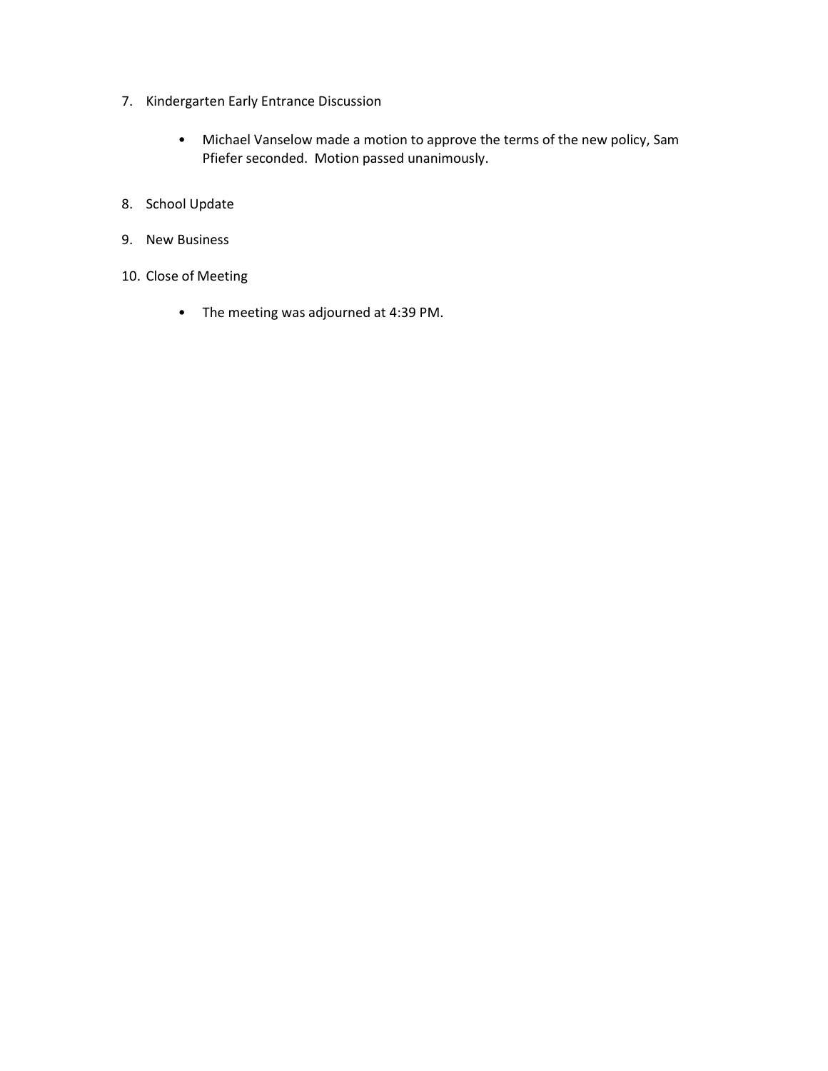7. Kindergarten Early Entrance Discussion

   - Michael Vanselow made a motion to approve the terms of the new policy, Sam Pfiefer seconded. Motion passed unanimously.

8. School Update

9. New Business

10. Close of Meeting

    - The meeting was adjourned at 4:39 PM.